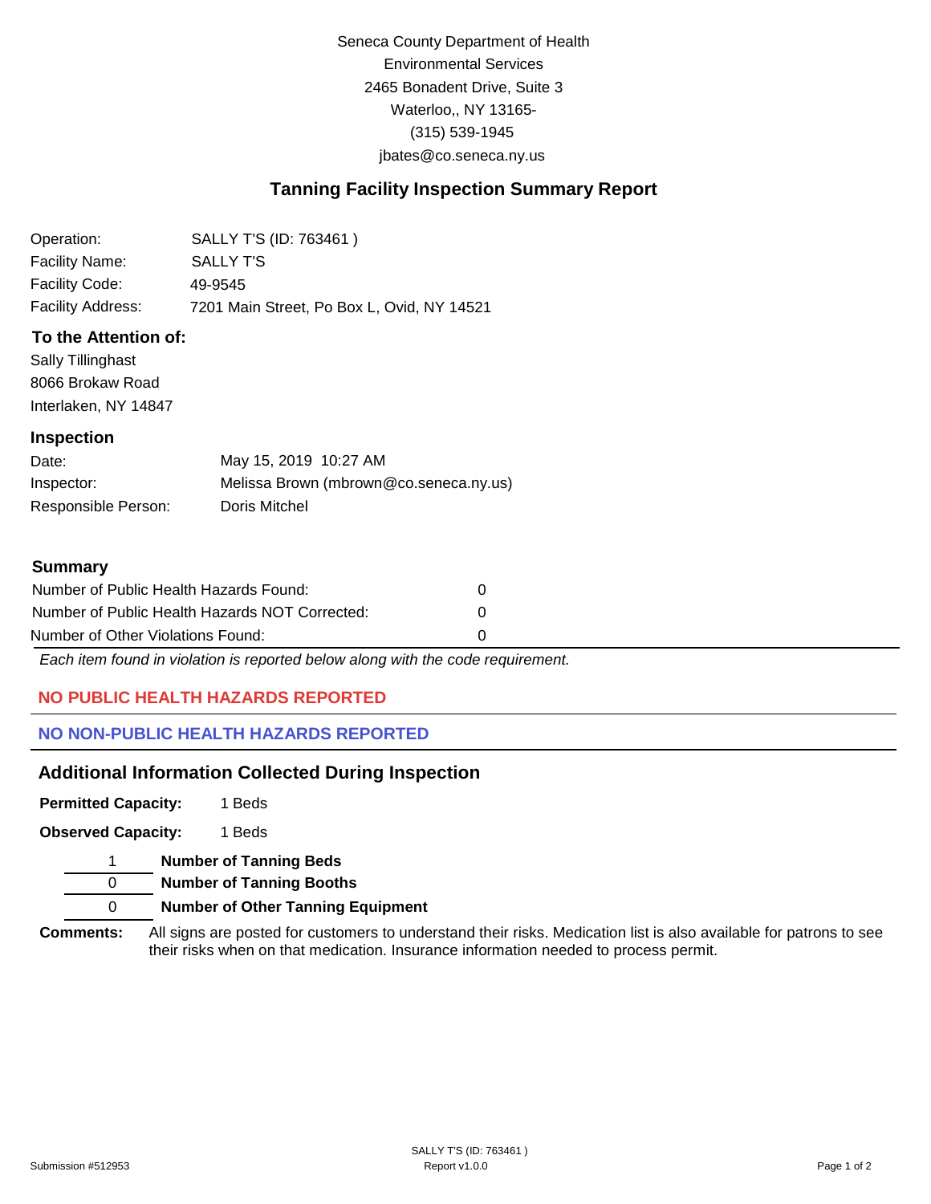Seneca County Department of Health
Environmental Services
2465 Bonadent Drive, Suite 3
Waterloo,, NY 13165-
(315) 539-1945
jbates@co.seneca.ny.us

# Tanning Facility Inspection Summary Report

| | |
|---|---|
| Operation: | SALLY T'S (ID: 763461 ) |
| Facility Name: | SALLY T'S |
| Facility Code: | 49-9545 |
| Facility Address: | 7201 Main Street, Po Box L, Ovid, NY 14521 |

## To the Attention of:

Sally Tillinghast
8066 Brokaw Road
Interlaken, NY 14847

## Inspection

| | |
|---|---|
| Date: | May 15, 2019 10:27 AM |
| Inspector: | Melissa Brown (mbrown@co.seneca.ny.us) |
| Responsible Person: | Doris Mitchel |

## Summary

| | |
|---|---|
| Number of Public Health Hazards Found: | 0 |
| Number of Public Health Hazards NOT Corrected: | 0 |
| Number of Other Violations Found: | 0 |

*Each item found in violation is reported below along with the code requirement.*

### NO PUBLIC HEALTH HAZARDS REPORTED

### NO NON-PUBLIC HEALTH HAZARDS REPORTED

## Additional Information Collected During Inspection

**Permitted Capacity:** 1 Beds

**Observed Capacity:** 1 Beds

| | |
|---|---|
| 1 | **Number of Tanning Beds** |
| 0 | **Number of Tanning Booths** |
| 0 | **Number of Other Tanning Equipment** |

**Comments:** All signs are posted for customers to understand their risks. Medication list is also available for patrons to see their risks when on that medication. Insurance information needed to process permit.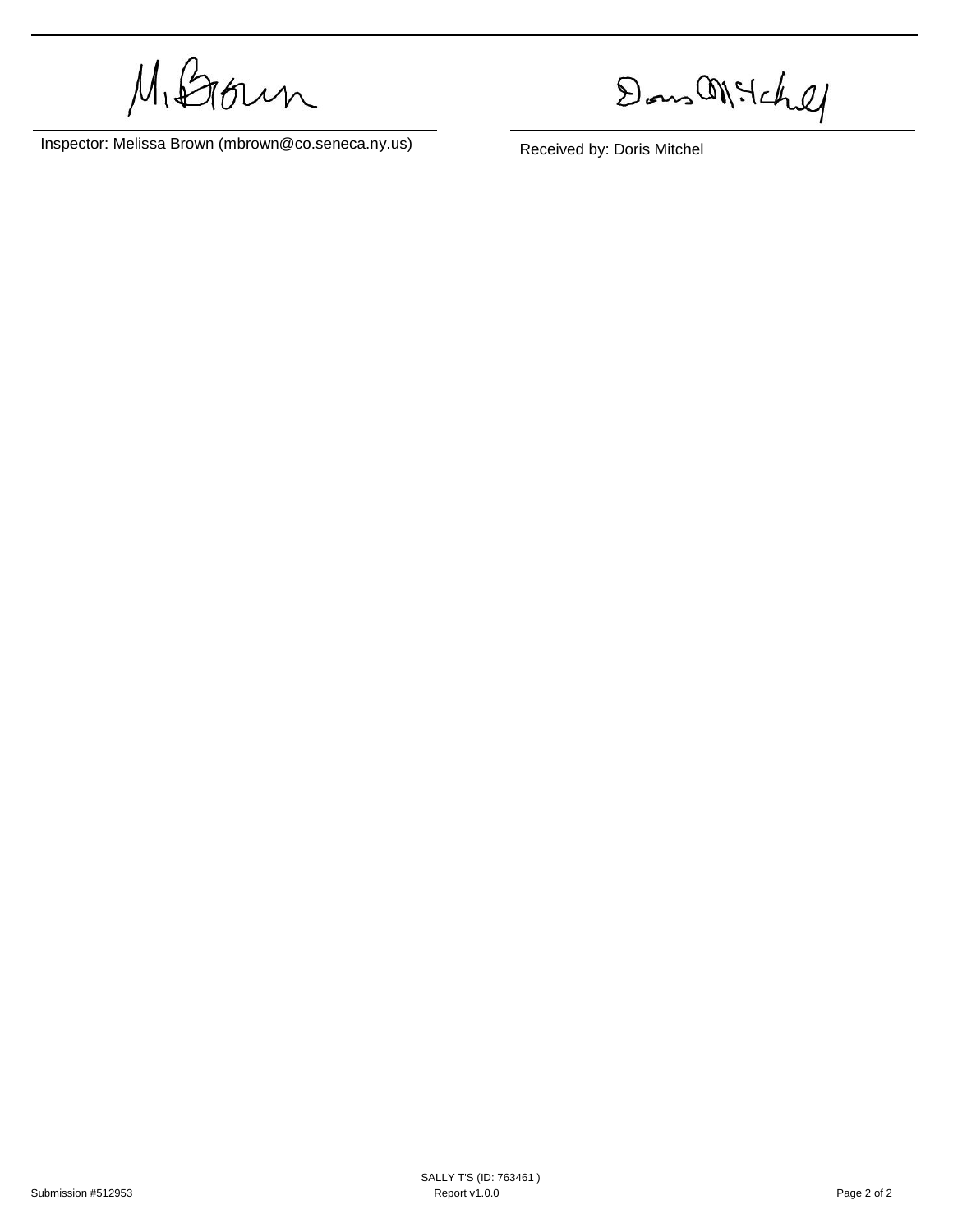M. Brown

Inspector: Melissa Brown (mbrown@co.seneca.ny.us)

Doris Mitchel

Received by: Doris Mitchel

Submission #512953

SALLY T'S (ID: 763461 )
Report v1.0.0